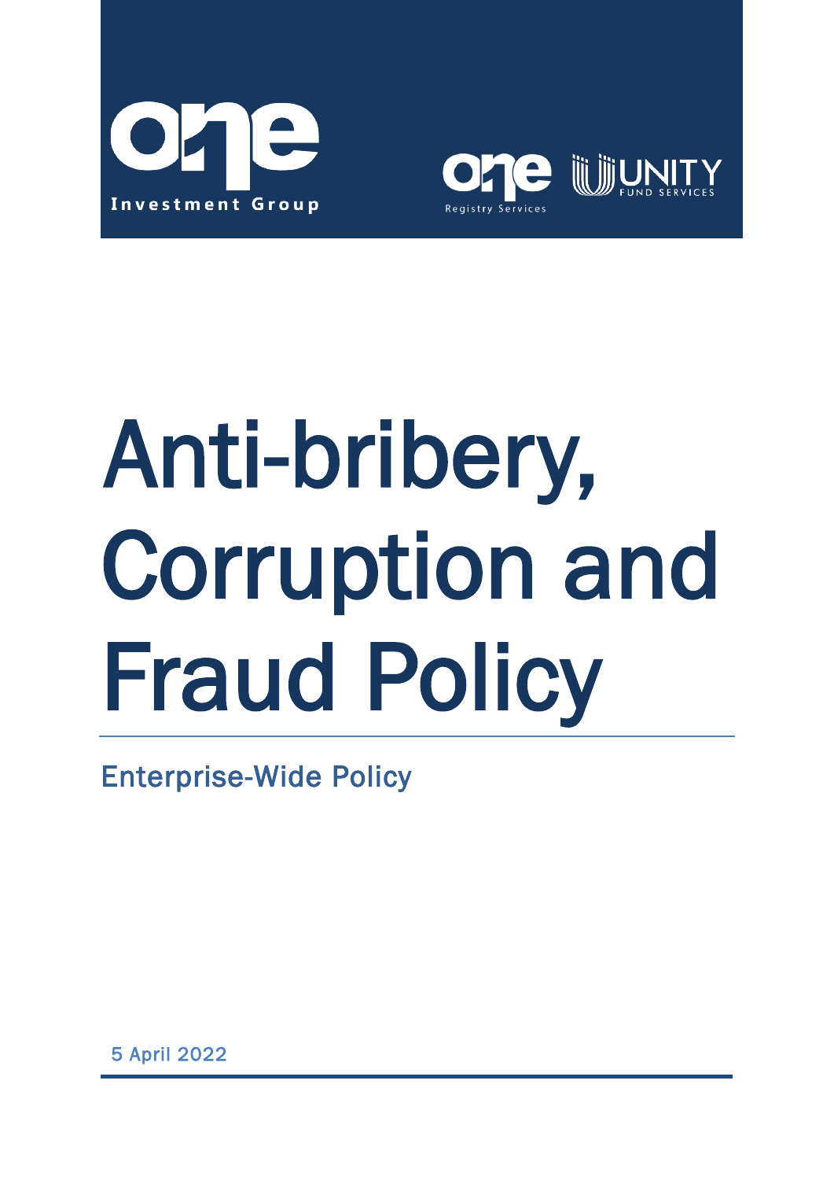one Investment Group

one Registry Services UNITY FUND SERVICES

# Anti-bribery, Corruption and Fraud Policy

## Enterprise-Wide Policy

5 April 2022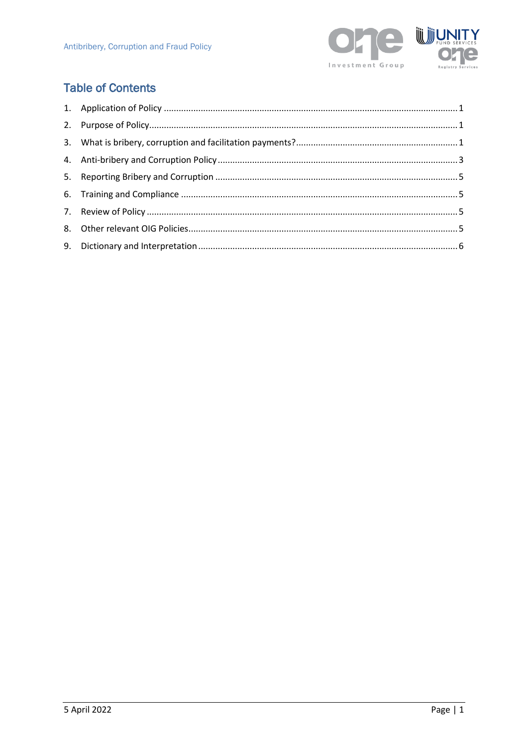## Table of Contents

1. Application of Policy ........................................................................................................ 1
2. Purpose of Policy.............................................................................................................. 1
3. What is bribery, corruption and facilitation payments?................................................. 1
4. Anti-bribery and Corruption Policy .................................................................................. 3
5. Reporting Bribery and Corruption .................................................................................... 5
6. Training and Compliance ................................................................................................. 5
7. Review of Policy ............................................................................................................... 5
8. Other relevant OIG Policies.............................................................................................. 5
9. Dictionary and Interpretation .......................................................................................... 6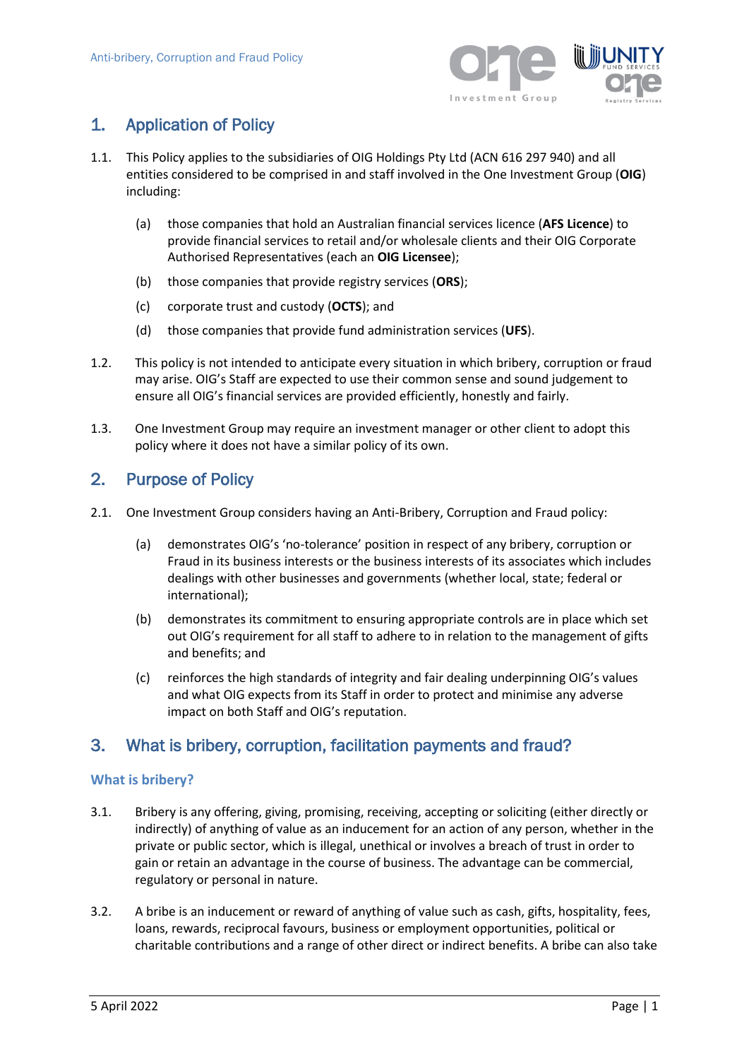## 1. Application of Policy

1.1. This Policy applies to the subsidiaries of OIG Holdings Pty Ltd (ACN 616 297 940) and all entities considered to be comprised in and staff involved in the One Investment Group (**OIG**) including:

(a) those companies that hold an Australian financial services licence (**AFS Licence**) to provide financial services to retail and/or wholesale clients and their OIG Corporate Authorised Representatives (each an **OIG Licensee**);

(b) those companies that provide registry services (**ORS**);

(c) corporate trust and custody (**OCTS**); and

(d) those companies that provide fund administration services (**UFS**).

1.2. This policy is not intended to anticipate every situation in which bribery, corruption or fraud may arise. OIG's Staff are expected to use their common sense and sound judgement to ensure all OIG's financial services are provided efficiently, honestly and fairly.

1.3. One Investment Group may require an investment manager or other client to adopt this policy where it does not have a similar policy of its own.

## 2. Purpose of Policy

2.1. One Investment Group considers having an Anti-Bribery, Corruption and Fraud policy:

(a) demonstrates OIG's 'no-tolerance' position in respect of any bribery, corruption or Fraud in its business interests or the business interests of its associates which includes dealings with other businesses and governments (whether local, state; federal or international);

(b) demonstrates its commitment to ensuring appropriate controls are in place which set out OIG's requirement for all staff to adhere to in relation to the management of gifts and benefits; and

(c) reinforces the high standards of integrity and fair dealing underpinning OIG's values and what OIG expects from its Staff in order to protect and minimise any adverse impact on both Staff and OIG's reputation.

## 3. What is bribery, corruption, facilitation payments and fraud?

### What is bribery?

3.1. Bribery is any offering, giving, promising, receiving, accepting or soliciting (either directly or indirectly) of anything of value as an inducement for an action of any person, whether in the private or public sector, which is illegal, unethical or involves a breach of trust in order to gain or retain an advantage in the course of business. The advantage can be commercial, regulatory or personal in nature.

3.2. A bribe is an inducement or reward of anything of value such as cash, gifts, hospitality, fees, loans, rewards, reciprocal favours, business or employment opportunities, political or charitable contributions and a range of other direct or indirect benefits. A bribe can also take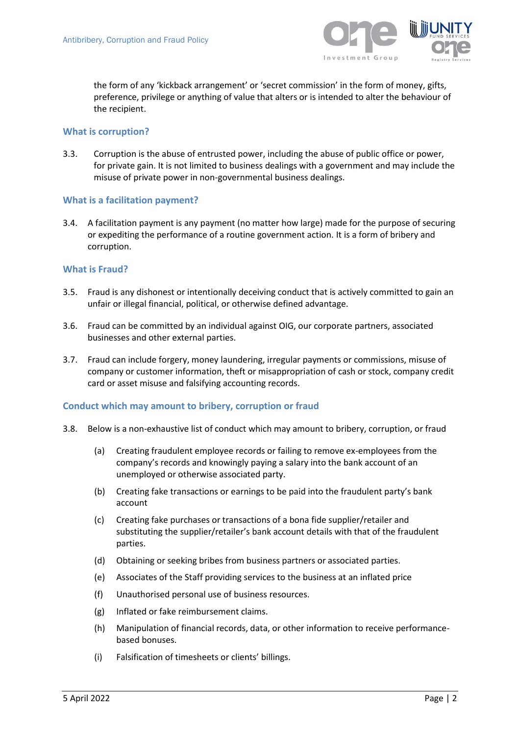the form of any 'kickback arrangement' or 'secret commission' in the form of money, gifts, preference, privilege or anything of value that alters or is intended to alter the behaviour of the recipient.

### What is corruption?

3.3. Corruption is the abuse of entrusted power, including the abuse of public office or power, for private gain. It is not limited to business dealings with a government and may include the misuse of private power in non-governmental business dealings.

### What is a facilitation payment?

3.4. A facilitation payment is any payment (no matter how large) made for the purpose of securing or expediting the performance of a routine government action. It is a form of bribery and corruption.

### What is Fraud?

3.5. Fraud is any dishonest or intentionally deceiving conduct that is actively committed to gain an unfair or illegal financial, political, or otherwise defined advantage.

3.6. Fraud can be committed by an individual against OIG, our corporate partners, associated businesses and other external parties.

3.7. Fraud can include forgery, money laundering, irregular payments or commissions, misuse of company or customer information, theft or misappropriation of cash or stock, company credit card or asset misuse and falsifying accounting records.

### Conduct which may amount to bribery, corruption or fraud

3.8. Below is a non-exhaustive list of conduct which may amount to bribery, corruption, or fraud

(a) Creating fraudulent employee records or failing to remove ex-employees from the company's records and knowingly paying a salary into the bank account of an unemployed or otherwise associated party.

(b) Creating fake transactions or earnings to be paid into the fraudulent party's bank account

(c) Creating fake purchases or transactions of a bona fide supplier/retailer and substituting the supplier/retailer's bank account details with that of the fraudulent parties.

(d) Obtaining or seeking bribes from business partners or associated parties.

(e) Associates of the Staff providing services to the business at an inflated price

(f) Unauthorised personal use of business resources.

(g) Inflated or fake reimbursement claims.

(h) Manipulation of financial records, data, or other information to receive performance-based bonuses.

(i) Falsification of timesheets or clients' billings.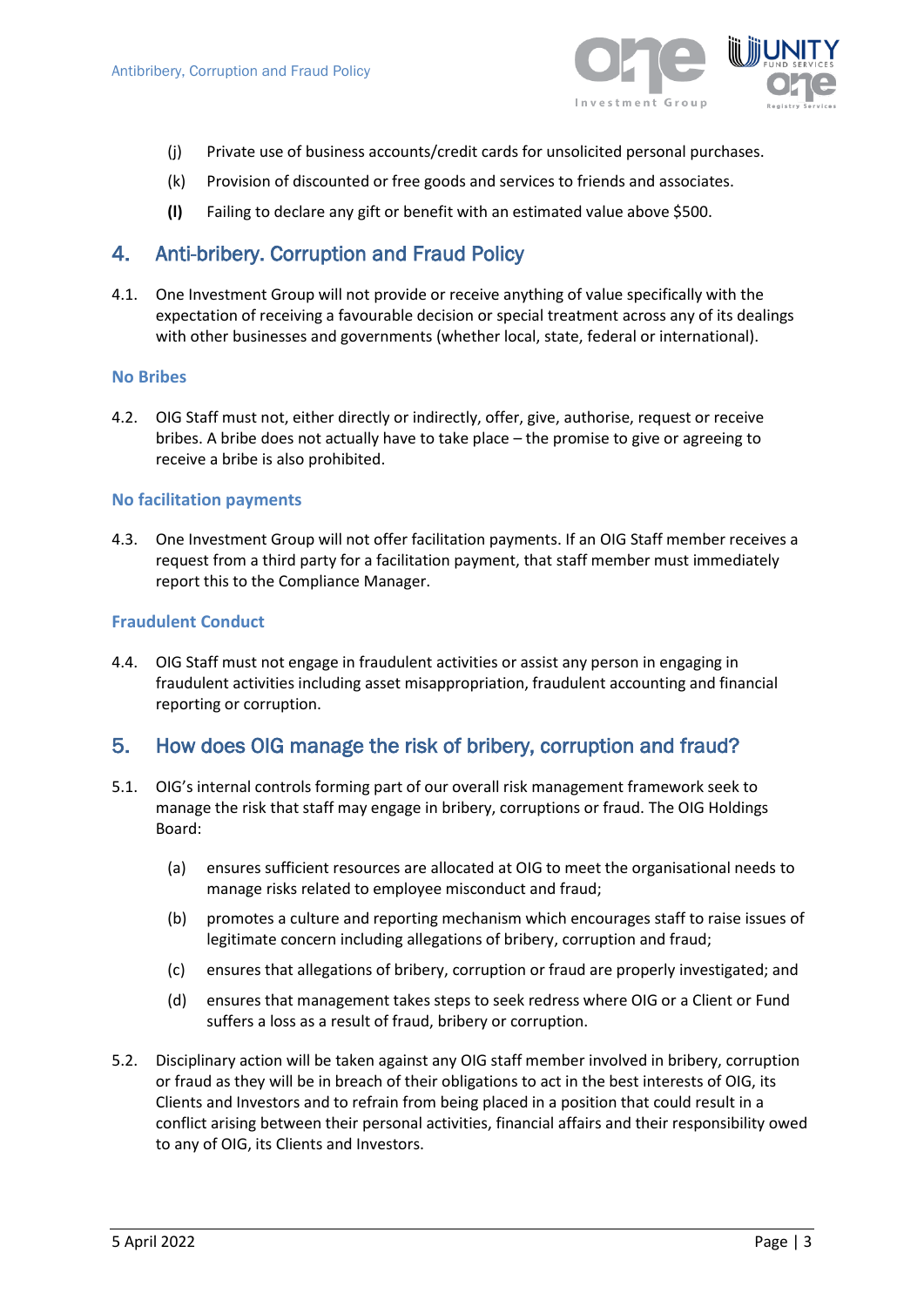(j) Private use of business accounts/credit cards for unsolicited personal purchases.

(k) Provision of discounted or free goods and services to friends and associates.

**(l)** Failing to declare any gift or benefit with an estimated value above $500.

## 4. Anti-bribery. Corruption and Fraud Policy

4.1. One Investment Group will not provide or receive anything of value specifically with the expectation of receiving a favourable decision or special treatment across any of its dealings with other businesses and governments (whether local, state, federal or international).

### No Bribes

4.2. OIG Staff must not, either directly or indirectly, offer, give, authorise, request or receive bribes. A bribe does not actually have to take place – the promise to give or agreeing to receive a bribe is also prohibited.

### No facilitation payments

4.3. One Investment Group will not offer facilitation payments. If an OIG Staff member receives a request from a third party for a facilitation payment, that staff member must immediately report this to the Compliance Manager.

### Fraudulent Conduct

4.4. OIG Staff must not engage in fraudulent activities or assist any person in engaging in fraudulent activities including asset misappropriation, fraudulent accounting and financial reporting or corruption.

## 5. How does OIG manage the risk of bribery, corruption and fraud?

5.1. OIG's internal controls forming part of our overall risk management framework seek to manage the risk that staff may engage in bribery, corruptions or fraud. The OIG Holdings Board:

(a) ensures sufficient resources are allocated at OIG to meet the organisational needs to manage risks related to employee misconduct and fraud;

(b) promotes a culture and reporting mechanism which encourages staff to raise issues of legitimate concern including allegations of bribery, corruption and fraud;

(c) ensures that allegations of bribery, corruption or fraud are properly investigated; and

(d) ensures that management takes steps to seek redress where OIG or a Client or Fund suffers a loss as a result of fraud, bribery or corruption.

5.2. Disciplinary action will be taken against any OIG staff member involved in bribery, corruption or fraud as they will be in breach of their obligations to act in the best interests of OIG, its Clients and Investors and to refrain from being placed in a position that could result in a conflict arising between their personal activities, financial affairs and their responsibility owed to any of OIG, its Clients and Investors.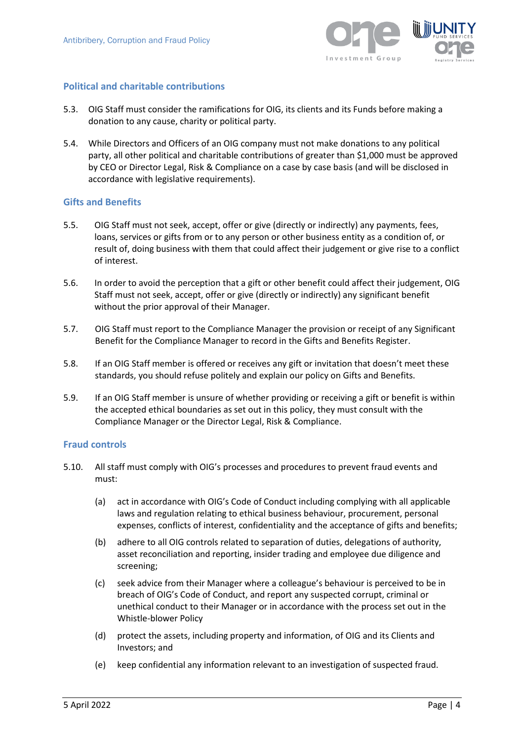## Political and charitable contributions

5.3. OIG Staff must consider the ramifications for OIG, its clients and its Funds before making a donation to any cause, charity or political party.

5.4. While Directors and Officers of an OIG company must not make donations to any political party, all other political and charitable contributions of greater than $1,000 must be approved by CEO or Director Legal, Risk & Compliance on a case by case basis (and will be disclosed in accordance with legislative requirements).

## Gifts and Benefits

5.5. OIG Staff must not seek, accept, offer or give (directly or indirectly) any payments, fees, loans, services or gifts from or to any person or other business entity as a condition of, or result of, doing business with them that could affect their judgement or give rise to a conflict of interest.

5.6. In order to avoid the perception that a gift or other benefit could affect their judgement, OIG Staff must not seek, accept, offer or give (directly or indirectly) any significant benefit without the prior approval of their Manager.

5.7. OIG Staff must report to the Compliance Manager the provision or receipt of any Significant Benefit for the Compliance Manager to record in the Gifts and Benefits Register.

5.8. If an OIG Staff member is offered or receives any gift or invitation that doesn't meet these standards, you should refuse politely and explain our policy on Gifts and Benefits.

5.9. If an OIG Staff member is unsure of whether providing or receiving a gift or benefit is within the accepted ethical boundaries as set out in this policy, they must consult with the Compliance Manager or the Director Legal, Risk & Compliance.

## Fraud controls

5.10. All staff must comply with OIG's processes and procedures to prevent fraud events and must:

(a) act in accordance with OIG's Code of Conduct including complying with all applicable laws and regulation relating to ethical business behaviour, procurement, personal expenses, conflicts of interest, confidentiality and the acceptance of gifts and benefits;

(b) adhere to all OIG controls related to separation of duties, delegations of authority, asset reconciliation and reporting, insider trading and employee due diligence and screening;

(c) seek advice from their Manager where a colleague's behaviour is perceived to be in breach of OIG's Code of Conduct, and report any suspected corrupt, criminal or unethical conduct to their Manager or in accordance with the process set out in the Whistle-blower Policy

(d) protect the assets, including property and information, of OIG and its Clients and Investors; and

(e) keep confidential any information relevant to an investigation of suspected fraud.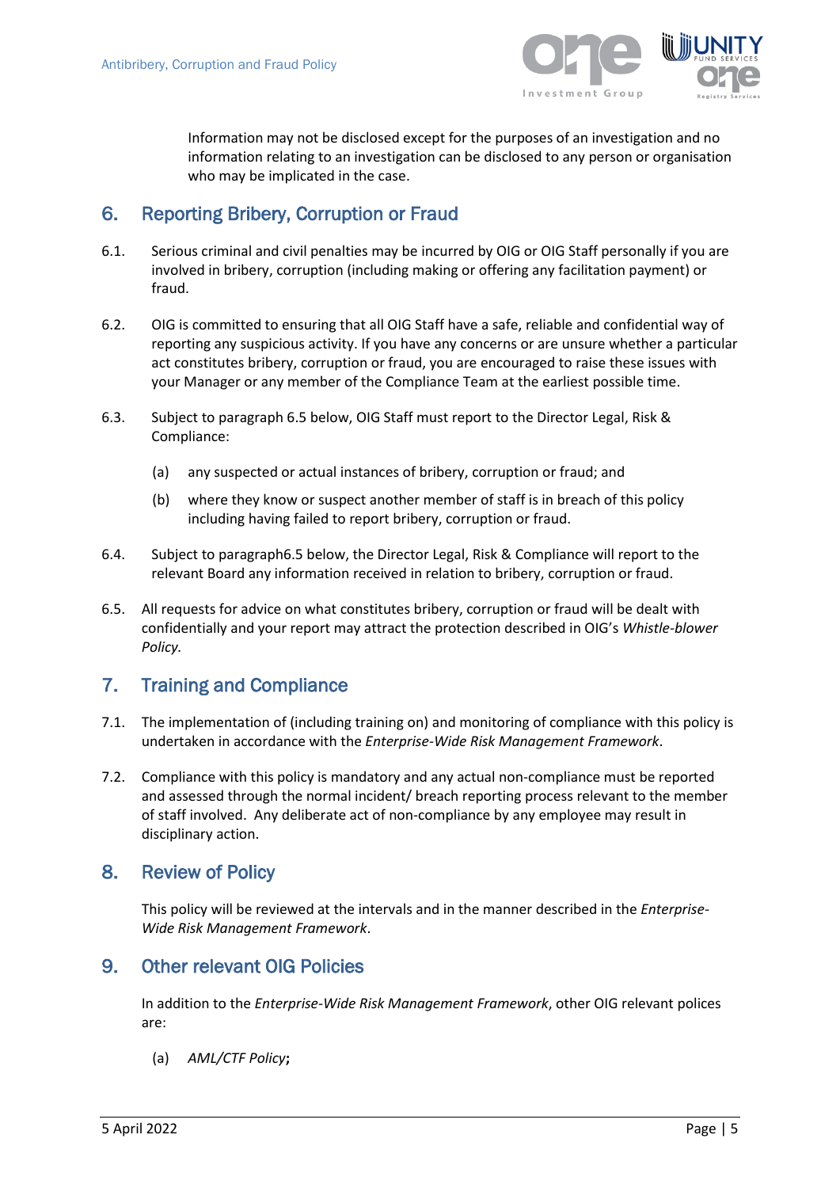Information may not be disclosed except for the purposes of an investigation and no information relating to an investigation can be disclosed to any person or organisation who may be implicated in the case.

## 6. Reporting Bribery, Corruption or Fraud

6.1. Serious criminal and civil penalties may be incurred by OIG or OIG Staff personally if you are involved in bribery, corruption (including making or offering any facilitation payment) or fraud.

6.2. OIG is committed to ensuring that all OIG Staff have a safe, reliable and confidential way of reporting any suspicious activity. If you have any concerns or are unsure whether a particular act constitutes bribery, corruption or fraud, you are encouraged to raise these issues with your Manager or any member of the Compliance Team at the earliest possible time.

6.3. Subject to paragraph 6.5 below, OIG Staff must report to the Director Legal, Risk & Compliance:

(a) any suspected or actual instances of bribery, corruption or fraud; and

(b) where they know or suspect another member of staff is in breach of this policy including having failed to report bribery, corruption or fraud.

6.4. Subject to paragraph6.5 below, the Director Legal, Risk & Compliance will report to the relevant Board any information received in relation to bribery, corruption or fraud.

6.5. All requests for advice on what constitutes bribery, corruption or fraud will be dealt with confidentially and your report may attract the protection described in OIG's *Whistle-blower Policy.*

## 7. Training and Compliance

7.1. The implementation of (including training on) and monitoring of compliance with this policy is undertaken in accordance with the *Enterprise-Wide Risk Management Framework*.

7.2. Compliance with this policy is mandatory and any actual non-compliance must be reported and assessed through the normal incident/ breach reporting process relevant to the member of staff involved. Any deliberate act of non-compliance by any employee may result in disciplinary action.

## 8. Review of Policy

This policy will be reviewed at the intervals and in the manner described in the *Enterprise-Wide Risk Management Framework*.

## 9. Other relevant OIG Policies

In addition to the *Enterprise-Wide Risk Management Framework*, other OIG relevant polices are:

(a) *AML/CTF Policy*;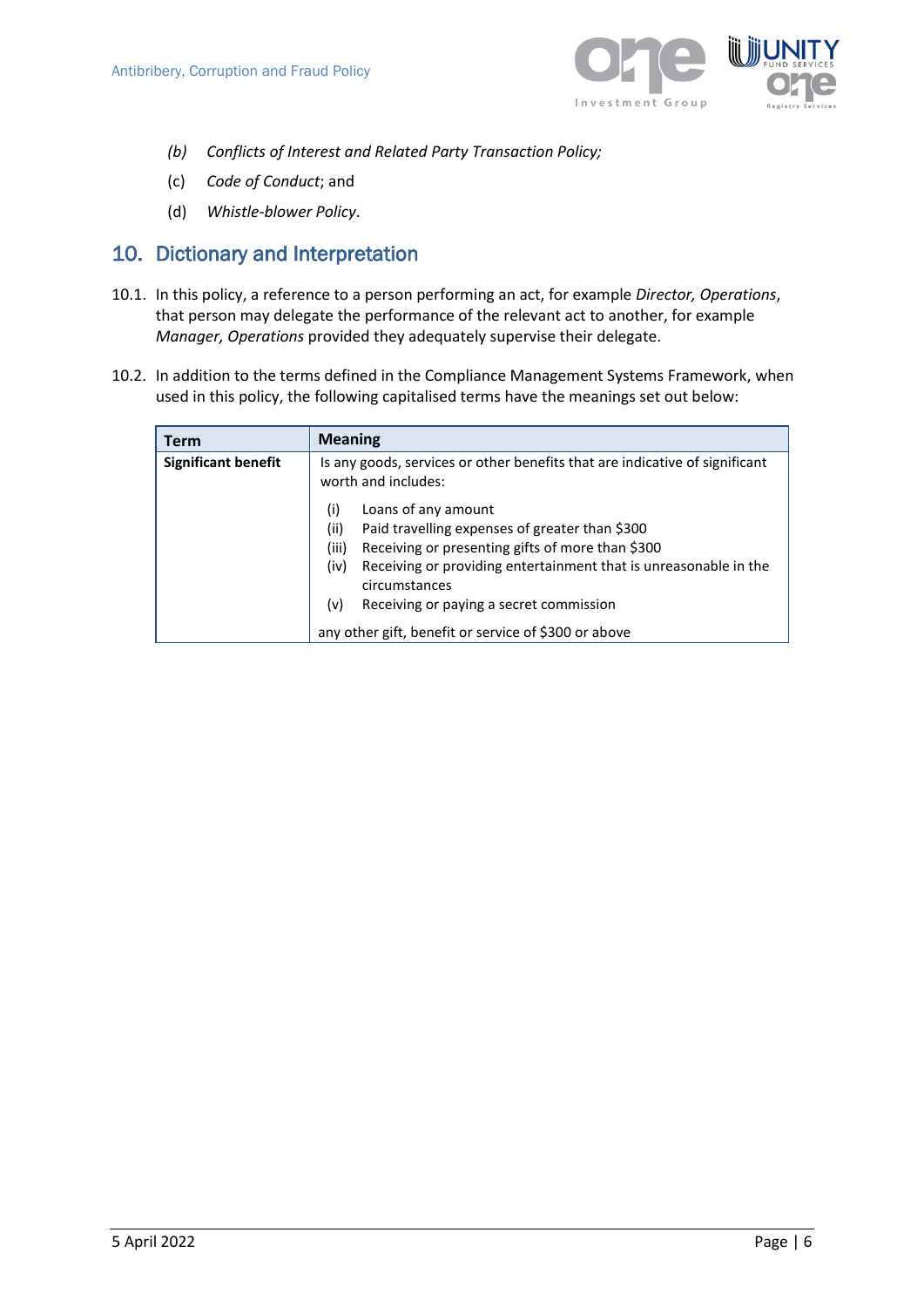(b) *Conflicts of Interest and Related Party Transaction Policy;*

(c) *Code of Conduct*; and

(d) *Whistle-blower Policy*.

## 10. Dictionary and Interpretation

10.1. In this policy, a reference to a person performing an act, for example *Director, Operations*, that person may delegate the performance of the relevant act to another, for example *Manager, Operations* provided they adequately supervise their delegate.

10.2. In addition to the terms defined in the Compliance Management Systems Framework, when used in this policy, the following capitalised terms have the meanings set out below:

| Term | Meaning |
|---|---|
| **Significant benefit** | Is any goods, services or other benefits that are indicative of significant worth and includes:<br><br>(i) Loans of any amount<br>(ii) Paid travelling expenses of greater than $300<br>(iii) Receiving or presenting gifts of more than $300<br>(iv) Receiving or providing entertainment that is unreasonable in the circumstances<br>(v) Receiving or paying a secret commission<br><br>any other gift, benefit or service of $300 or above |